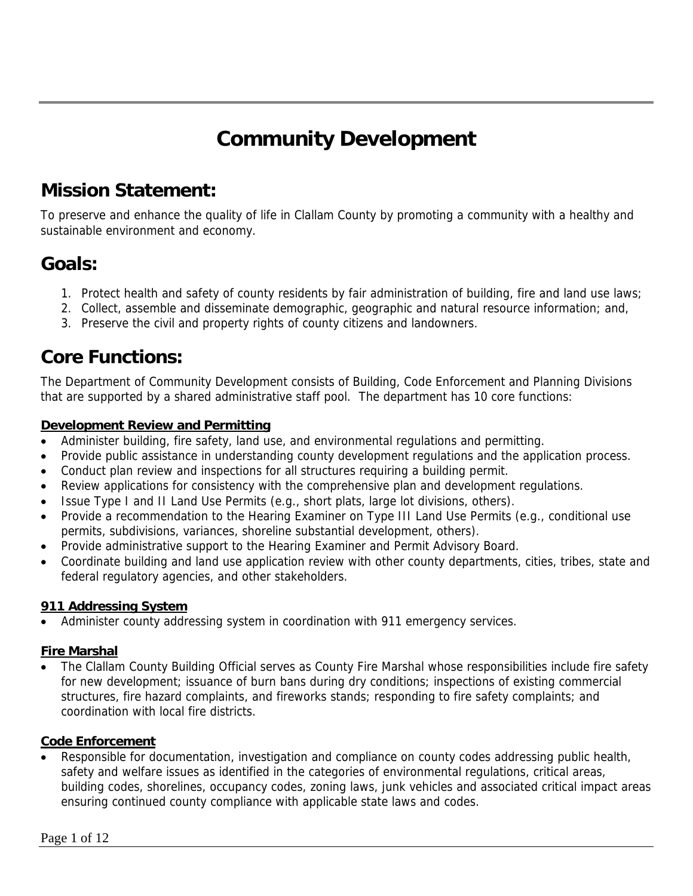# Community Development

## Mission Statement:

To preserve and enhance the quality of life in Clallam County by promoting a community with a healthy and sustainable environment and economy.

## Goals:

1. Protect health and safety of county residents by fair administration of building, fire and land use laws;
2. Collect, assemble and disseminate demographic, geographic and natural resource information; and,
3. Preserve the civil and property rights of county citizens and landowners.

## Core Functions:

The Department of Community Development consists of Building, Code Enforcement and Planning Divisions that are supported by a shared administrative staff pool. The department has 10 core functions:

**Development Review and Permitting**

- Administer building, fire safety, land use, and environmental regulations and permitting.
- Provide public assistance in understanding county development regulations and the application process.
- Conduct plan review and inspections for all structures requiring a building permit.
- Review applications for consistency with the comprehensive plan and development regulations.
- Issue Type I and II Land Use Permits (e.g., short plats, large lot divisions, others).
- Provide a recommendation to the Hearing Examiner on Type III Land Use Permits (e.g., conditional use permits, subdivisions, variances, shoreline substantial development, others).
- Provide administrative support to the Hearing Examiner and Permit Advisory Board.
- Coordinate building and land use application review with other county departments, cities, tribes, state and federal regulatory agencies, and other stakeholders.

**911 Addressing System**

- Administer county addressing system in coordination with 911 emergency services.

**Fire Marshal**

- The Clallam County Building Official serves as County Fire Marshal whose responsibilities include fire safety for new development; issuance of burn bans during dry conditions; inspections of existing commercial structures, fire hazard complaints, and fireworks stands; responding to fire safety complaints; and coordination with local fire districts.

**Code Enforcement**

- Responsible for documentation, investigation and compliance on county codes addressing public health, safety and welfare issues as identified in the categories of environmental regulations, critical areas, building codes, shorelines, occupancy codes, zoning laws, junk vehicles and associated critical impact areas ensuring continued county compliance with applicable state laws and codes.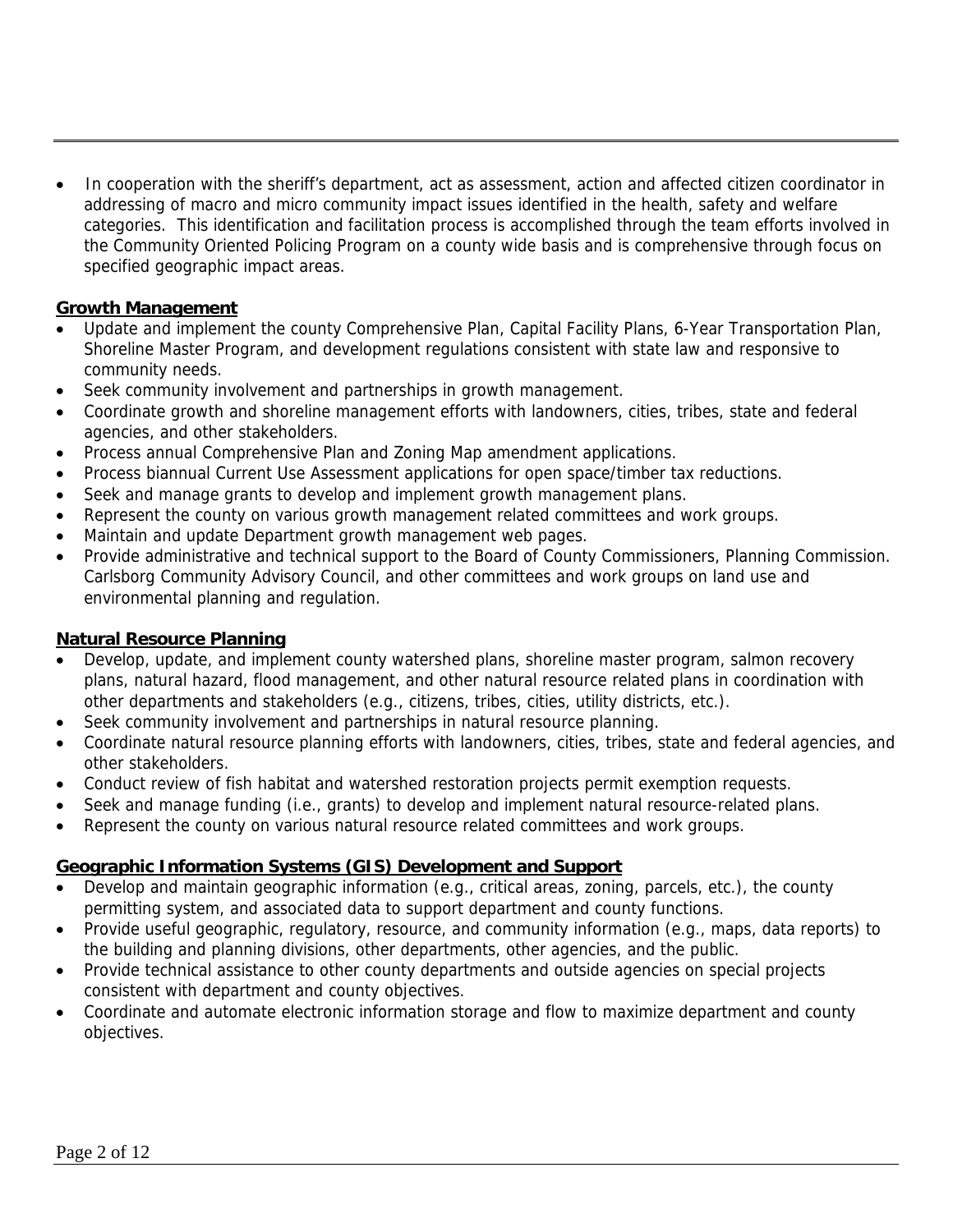- In cooperation with the sheriff's department, act as assessment, action and affected citizen coordinator in addressing of macro and micro community impact issues identified in the health, safety and welfare categories. This identification and facilitation process is accomplished through the team efforts involved in the Community Oriented Policing Program on a county wide basis and is comprehensive through focus on specified geographic impact areas.

**Growth Management**

- Update and implement the county Comprehensive Plan, Capital Facility Plans, 6-Year Transportation Plan, Shoreline Master Program, and development regulations consistent with state law and responsive to community needs.
- Seek community involvement and partnerships in growth management.
- Coordinate growth and shoreline management efforts with landowners, cities, tribes, state and federal agencies, and other stakeholders.
- Process annual Comprehensive Plan and Zoning Map amendment applications.
- Process biannual Current Use Assessment applications for open space/timber tax reductions.
- Seek and manage grants to develop and implement growth management plans.
- Represent the county on various growth management related committees and work groups.
- Maintain and update Department growth management web pages.
- Provide administrative and technical support to the Board of County Commissioners, Planning Commission. Carlsborg Community Advisory Council, and other committees and work groups on land use and environmental planning and regulation.

**Natural Resource Planning**

- Develop, update, and implement county watershed plans, shoreline master program, salmon recovery plans, natural hazard, flood management, and other natural resource related plans in coordination with other departments and stakeholders (e.g., citizens, tribes, cities, utility districts, etc.).
- Seek community involvement and partnerships in natural resource planning.
- Coordinate natural resource planning efforts with landowners, cities, tribes, state and federal agencies, and other stakeholders.
- Conduct review of fish habitat and watershed restoration projects permit exemption requests.
- Seek and manage funding (i.e., grants) to develop and implement natural resource-related plans.
- Represent the county on various natural resource related committees and work groups.

**Geographic Information Systems (GIS) Development and Support**

- Develop and maintain geographic information (e.g., critical areas, zoning, parcels, etc.), the county permitting system, and associated data to support department and county functions.
- Provide useful geographic, regulatory, resource, and community information (e.g., maps, data reports) to the building and planning divisions, other departments, other agencies, and the public.
- Provide technical assistance to other county departments and outside agencies on special projects consistent with department and county objectives.
- Coordinate and automate electronic information storage and flow to maximize department and county objectives.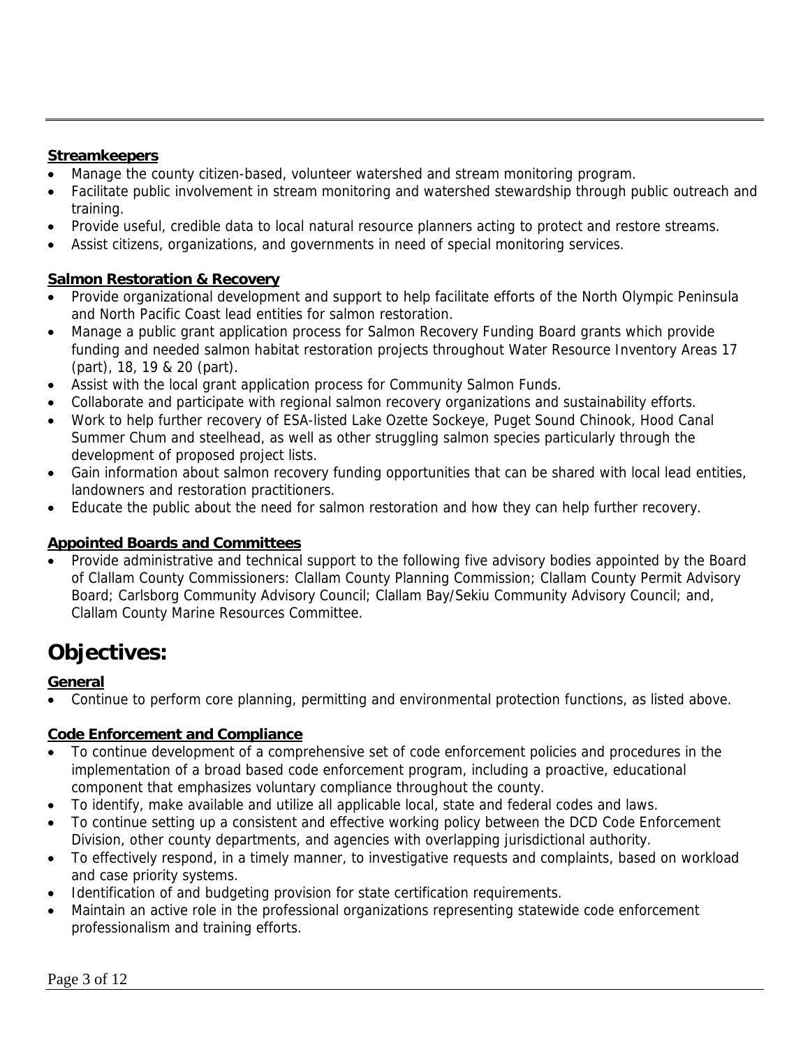**Streamkeepers**

- Manage the county citizen-based, volunteer watershed and stream monitoring program.
- Facilitate public involvement in stream monitoring and watershed stewardship through public outreach and training.
- Provide useful, credible data to local natural resource planners acting to protect and restore streams.
- Assist citizens, organizations, and governments in need of special monitoring services.

**Salmon Restoration & Recovery**

- Provide organizational development and support to help facilitate efforts of the North Olympic Peninsula and North Pacific Coast lead entities for salmon restoration.
- Manage a public grant application process for Salmon Recovery Funding Board grants which provide funding and needed salmon habitat restoration projects throughout Water Resource Inventory Areas 17 (part), 18, 19 & 20 (part).
- Assist with the local grant application process for Community Salmon Funds.
- Collaborate and participate with regional salmon recovery organizations and sustainability efforts.
- Work to help further recovery of ESA-listed Lake Ozette Sockeye, Puget Sound Chinook, Hood Canal Summer Chum and steelhead, as well as other struggling salmon species particularly through the development of proposed project lists.
- Gain information about salmon recovery funding opportunities that can be shared with local lead entities, landowners and restoration practitioners.
- Educate the public about the need for salmon restoration and how they can help further recovery.

**Appointed Boards and Committees**

- Provide administrative and technical support to the following five advisory bodies appointed by the Board of Clallam County Commissioners: Clallam County Planning Commission; Clallam County Permit Advisory Board; Carlsborg Community Advisory Council; Clallam Bay/Sekiu Community Advisory Council; and, Clallam County Marine Resources Committee.

# Objectives:

**General**

- Continue to perform core planning, permitting and environmental protection functions, as listed above.

**Code Enforcement and Compliance**

- To continue development of a comprehensive set of code enforcement policies and procedures in the implementation of a broad based code enforcement program, including a proactive, educational component that emphasizes voluntary compliance throughout the county.
- To identify, make available and utilize all applicable local, state and federal codes and laws.
- To continue setting up a consistent and effective working policy between the DCD Code Enforcement Division, other county departments, and agencies with overlapping jurisdictional authority.
- To effectively respond, in a timely manner, to investigative requests and complaints, based on workload and case priority systems.
- Identification of and budgeting provision for state certification requirements.
- Maintain an active role in the professional organizations representing statewide code enforcement professionalism and training efforts.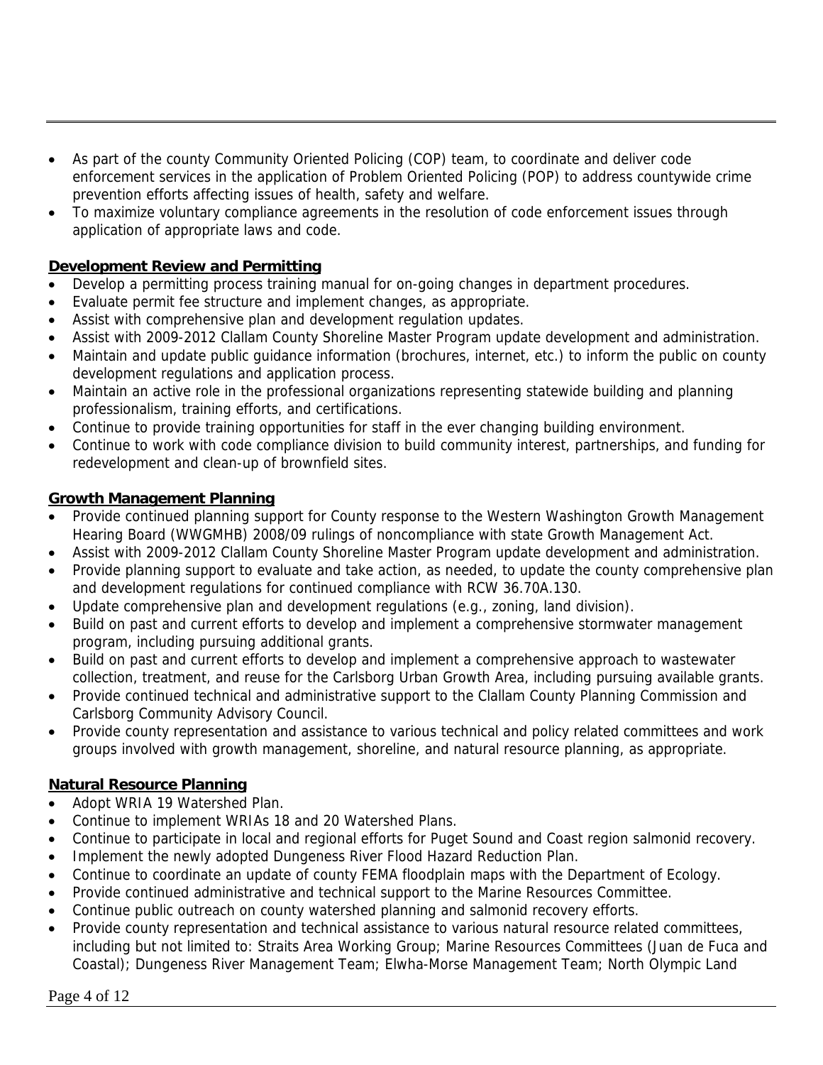- As part of the county Community Oriented Policing (COP) team, to coordinate and deliver code enforcement services in the application of Problem Oriented Policing (POP) to address countywide crime prevention efforts affecting issues of health, safety and welfare.
- To maximize voluntary compliance agreements in the resolution of code enforcement issues through application of appropriate laws and code.

**Development Review and Permitting**

- Develop a permitting process training manual for on-going changes in department procedures.
- Evaluate permit fee structure and implement changes, as appropriate.
- Assist with comprehensive plan and development regulation updates.
- Assist with 2009-2012 Clallam County Shoreline Master Program update development and administration.
- Maintain and update public guidance information (brochures, internet, etc.) to inform the public on county development regulations and application process.
- Maintain an active role in the professional organizations representing statewide building and planning professionalism, training efforts, and certifications.
- Continue to provide training opportunities for staff in the ever changing building environment.
- Continue to work with code compliance division to build community interest, partnerships, and funding for redevelopment and clean-up of brownfield sites.

**Growth Management Planning**

- Provide continued planning support for County response to the Western Washington Growth Management Hearing Board (WWGMHB) 2008/09 rulings of noncompliance with state Growth Management Act.
- Assist with 2009-2012 Clallam County Shoreline Master Program update development and administration.
- Provide planning support to evaluate and take action, as needed, to update the county comprehensive plan and development regulations for continued compliance with RCW 36.70A.130.
- Update comprehensive plan and development regulations (e.g., zoning, land division).
- Build on past and current efforts to develop and implement a comprehensive stormwater management program, including pursuing additional grants.
- Build on past and current efforts to develop and implement a comprehensive approach to wastewater collection, treatment, and reuse for the Carlsborg Urban Growth Area, including pursuing available grants.
- Provide continued technical and administrative support to the Clallam County Planning Commission and Carlsborg Community Advisory Council.
- Provide county representation and assistance to various technical and policy related committees and work groups involved with growth management, shoreline, and natural resource planning, as appropriate.

**Natural Resource Planning**

- Adopt WRIA 19 Watershed Plan.
- Continue to implement WRIAs 18 and 20 Watershed Plans.
- Continue to participate in local and regional efforts for Puget Sound and Coast region salmonid recovery.
- Implement the newly adopted Dungeness River Flood Hazard Reduction Plan.
- Continue to coordinate an update of county FEMA floodplain maps with the Department of Ecology.
- Provide continued administrative and technical support to the Marine Resources Committee.
- Continue public outreach on county watershed planning and salmonid recovery efforts.
- Provide county representation and technical assistance to various natural resource related committees, including but not limited to: Straits Area Working Group; Marine Resources Committees (Juan de Fuca and Coastal); Dungeness River Management Team; Elwha-Morse Management Team; North Olympic Land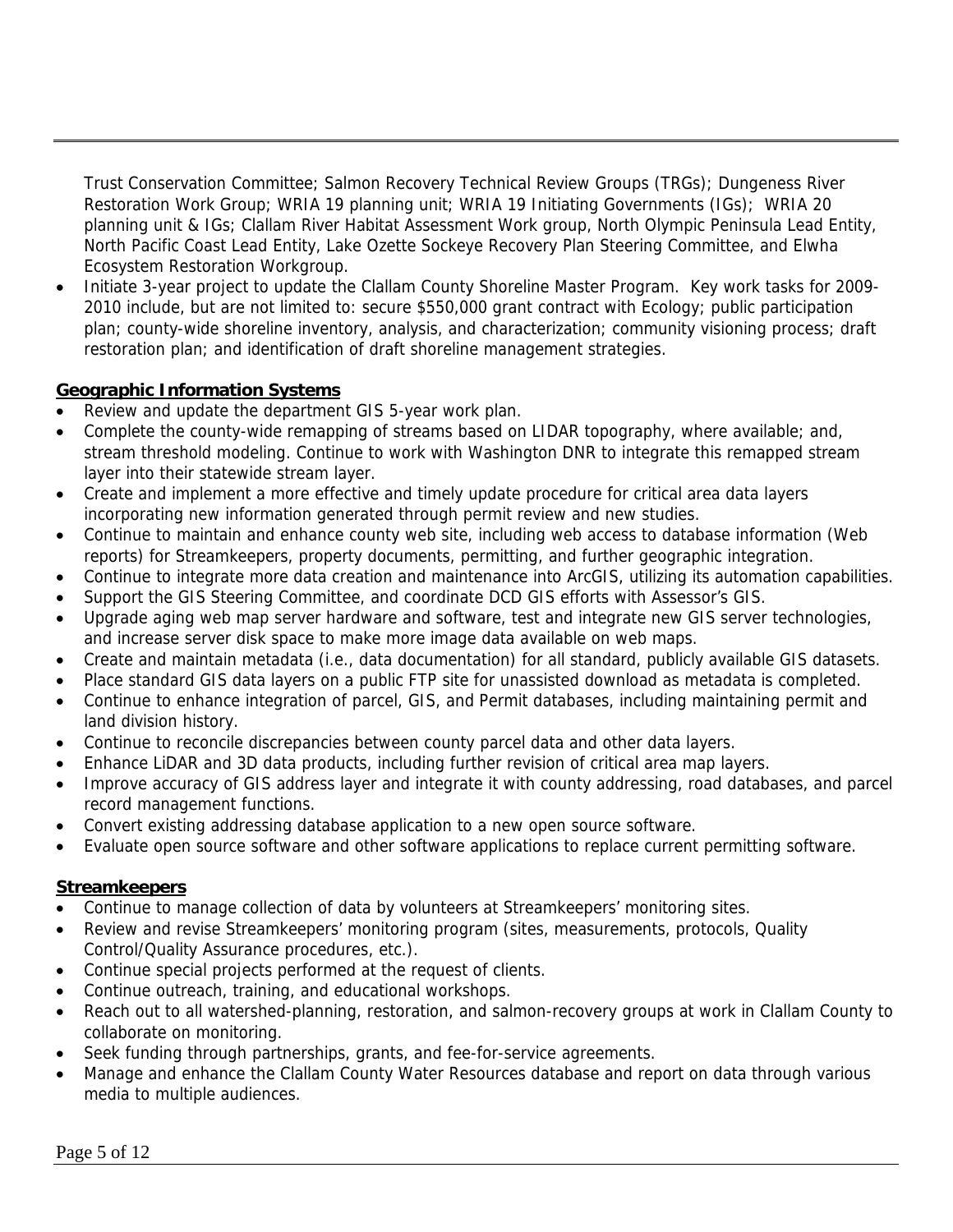Trust Conservation Committee; Salmon Recovery Technical Review Groups (TRGs); Dungeness River Restoration Work Group; WRIA 19 planning unit; WRIA 19 Initiating Governments (IGs); WRIA 20 planning unit & IGs; Clallam River Habitat Assessment Work group, North Olympic Peninsula Lead Entity, North Pacific Coast Lead Entity, Lake Ozette Sockeye Recovery Plan Steering Committee, and Elwha Ecosystem Restoration Workgroup.

- Initiate 3-year project to update the Clallam County Shoreline Master Program. Key work tasks for 2009-2010 include, but are not limited to: secure $550,000 grant contract with Ecology; public participation plan; county-wide shoreline inventory, analysis, and characterization; community visioning process; draft restoration plan; and identification of draft shoreline management strategies.

**Geographic Information Systems**

- Review and update the department GIS 5-year work plan.
- Complete the county-wide remapping of streams based on LIDAR topography, where available; and, stream threshold modeling. Continue to work with Washington DNR to integrate this remapped stream layer into their statewide stream layer.
- Create and implement a more effective and timely update procedure for critical area data layers incorporating new information generated through permit review and new studies.
- Continue to maintain and enhance county web site, including web access to database information (Web reports) for Streamkeepers, property documents, permitting, and further geographic integration.
- Continue to integrate more data creation and maintenance into ArcGIS, utilizing its automation capabilities.
- Support the GIS Steering Committee, and coordinate DCD GIS efforts with Assessor's GIS.
- Upgrade aging web map server hardware and software, test and integrate new GIS server technologies, and increase server disk space to make more image data available on web maps.
- Create and maintain metadata (i.e., data documentation) for all standard, publicly available GIS datasets.
- Place standard GIS data layers on a public FTP site for unassisted download as metadata is completed.
- Continue to enhance integration of parcel, GIS, and Permit databases, including maintaining permit and land division history.
- Continue to reconcile discrepancies between county parcel data and other data layers.
- Enhance LiDAR and 3D data products, including further revision of critical area map layers.
- Improve accuracy of GIS address layer and integrate it with county addressing, road databases, and parcel record management functions.
- Convert existing addressing database application to a new open source software.
- Evaluate open source software and other software applications to replace current permitting software.

**Streamkeepers**

- Continue to manage collection of data by volunteers at Streamkeepers' monitoring sites.
- Review and revise Streamkeepers' monitoring program (sites, measurements, protocols, Quality Control/Quality Assurance procedures, etc.).
- Continue special projects performed at the request of clients.
- Continue outreach, training, and educational workshops.
- Reach out to all watershed-planning, restoration, and salmon-recovery groups at work in Clallam County to collaborate on monitoring.
- Seek funding through partnerships, grants, and fee-for-service agreements.
- Manage and enhance the Clallam County Water Resources database and report on data through various media to multiple audiences.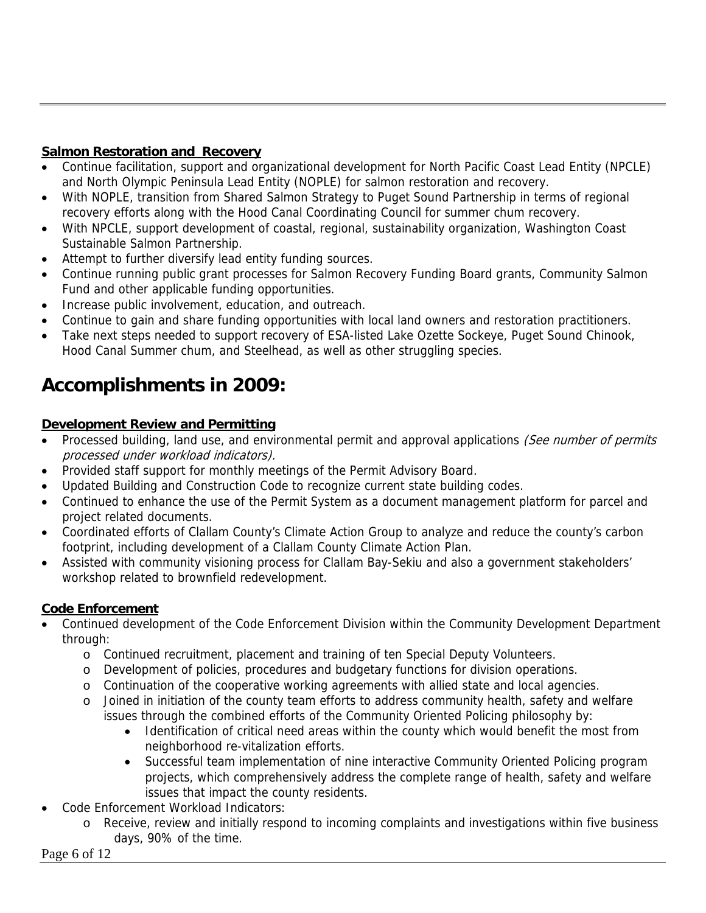**Salmon Restoration and Recovery**

- Continue facilitation, support and organizational development for North Pacific Coast Lead Entity (NPCLE) and North Olympic Peninsula Lead Entity (NOPLE) for salmon restoration and recovery.
- With NOPLE, transition from Shared Salmon Strategy to Puget Sound Partnership in terms of regional recovery efforts along with the Hood Canal Coordinating Council for summer chum recovery.
- With NPCLE, support development of coastal, regional, sustainability organization, Washington Coast Sustainable Salmon Partnership.
- Attempt to further diversify lead entity funding sources.
- Continue running public grant processes for Salmon Recovery Funding Board grants, Community Salmon Fund and other applicable funding opportunities.
- Increase public involvement, education, and outreach.
- Continue to gain and share funding opportunities with local land owners and restoration practitioners.
- Take next steps needed to support recovery of ESA-listed Lake Ozette Sockeye, Puget Sound Chinook, Hood Canal Summer chum, and Steelhead, as well as other struggling species.

# Accomplishments in 2009:

**Development Review and Permitting**

- Processed building, land use, and environmental permit and approval applications *(See number of permits processed under workload indicators).*
- Provided staff support for monthly meetings of the Permit Advisory Board.
- Updated Building and Construction Code to recognize current state building codes.
- Continued to enhance the use of the Permit System as a document management platform for parcel and project related documents.
- Coordinated efforts of Clallam County's Climate Action Group to analyze and reduce the county's carbon footprint, including development of a Clallam County Climate Action Plan.
- Assisted with community visioning process for Clallam Bay-Sekiu and also a government stakeholders' workshop related to brownfield redevelopment.

**Code Enforcement**

- Continued development of the Code Enforcement Division within the Community Development Department through:
  - Continued recruitment, placement and training of ten Special Deputy Volunteers.
  - Development of policies, procedures and budgetary functions for division operations.
  - Continuation of the cooperative working agreements with allied state and local agencies.
  - Joined in initiation of the county team efforts to address community health, safety and welfare issues through the combined efforts of the Community Oriented Policing philosophy by:
    - Identification of critical need areas within the county which would benefit the most from neighborhood re-vitalization efforts.
    - Successful team implementation of nine interactive Community Oriented Policing program projects, which comprehensively address the complete range of health, safety and welfare issues that impact the county residents.
- Code Enforcement Workload Indicators:
  - Receive, review and initially respond to incoming complaints and investigations within five business days, 90% of the time.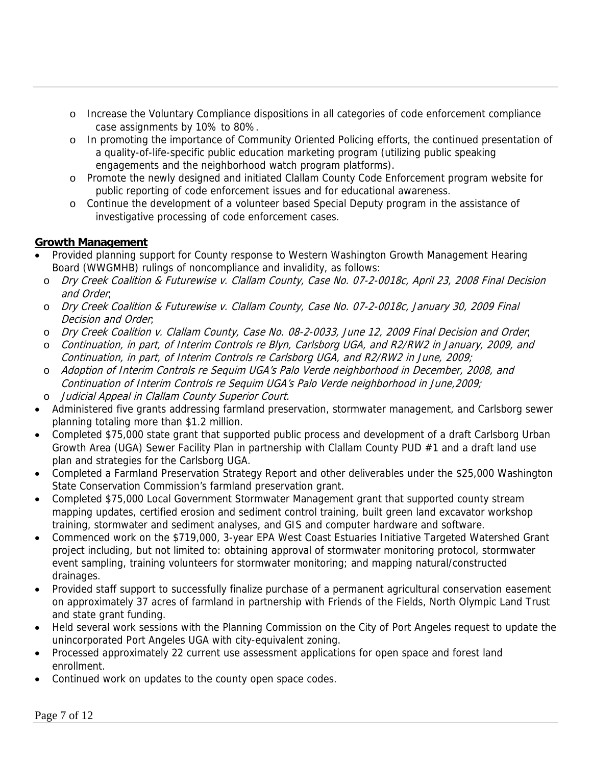- Increase the Voluntary Compliance dispositions in all categories of code enforcement compliance case assignments by 10% to 80%.
- In promoting the importance of Community Oriented Policing efforts, the continued presentation of a quality-of-life-specific public education marketing program (utilizing public speaking engagements and the neighborhood watch program platforms).
- Promote the newly designed and initiated Clallam County Code Enforcement program website for public reporting of code enforcement issues and for educational awareness.
- Continue the development of a volunteer based Special Deputy program in the assistance of investigative processing of code enforcement cases.

**Growth Management**

- Provided planning support for County response to Western Washington Growth Management Hearing Board (WWGMHB) rulings of noncompliance and invalidity, as follows:
  - *Dry Creek Coalition & Futurewise v. Clallam County, Case No. 07-2-0018c, April 23, 2008 Final Decision and Order*;
  - *Dry Creek Coalition & Futurewise v. Clallam County, Case No. 07-2-0018c, January 30, 2009 Final Decision and Order*;
  - *Dry Creek Coalition v. Clallam County, Case No. 08-2-0033, June 12, 2009 Final Decision and Order*;
  - *Continuation, in part, of Interim Controls re Blyn, Carlsborg UGA, and R2/RW2 in January, 2009, and Continuation, in part, of Interim Controls re Carlsborg UGA, and R2/RW2 in June, 2009;*
  - *Adoption of Interim Controls re Sequim UGA's Palo Verde neighborhood in December, 2008, and Continuation of Interim Controls re Sequim UGA's Palo Verde neighborhood in June,2009;*
  - *Judicial Appeal in Clallam County Superior Court.*
- Administered five grants addressing farmland preservation, stormwater management, and Carlsborg sewer planning totaling more than $1.2 million.
- Completed $75,000 state grant that supported public process and development of a draft Carlsborg Urban Growth Area (UGA) Sewer Facility Plan in partnership with Clallam County PUD #1 and a draft land use plan and strategies for the Carlsborg UGA.
- Completed a Farmland Preservation Strategy Report and other deliverables under the $25,000 Washington State Conservation Commission's farmland preservation grant.
- Completed $75,000 Local Government Stormwater Management grant that supported county stream mapping updates, certified erosion and sediment control training, built green land excavator workshop training, stormwater and sediment analyses, and GIS and computer hardware and software.
- Commenced work on the $719,000, 3-year EPA West Coast Estuaries Initiative Targeted Watershed Grant project including, but not limited to: obtaining approval of stormwater monitoring protocol, stormwater event sampling, training volunteers for stormwater monitoring; and mapping natural/constructed drainages.
- Provided staff support to successfully finalize purchase of a permanent agricultural conservation easement on approximately 37 acres of farmland in partnership with Friends of the Fields, North Olympic Land Trust and state grant funding.
- Held several work sessions with the Planning Commission on the City of Port Angeles request to update the unincorporated Port Angeles UGA with city-equivalent zoning.
- Processed approximately 22 current use assessment applications for open space and forest land enrollment.
- Continued work on updates to the county open space codes.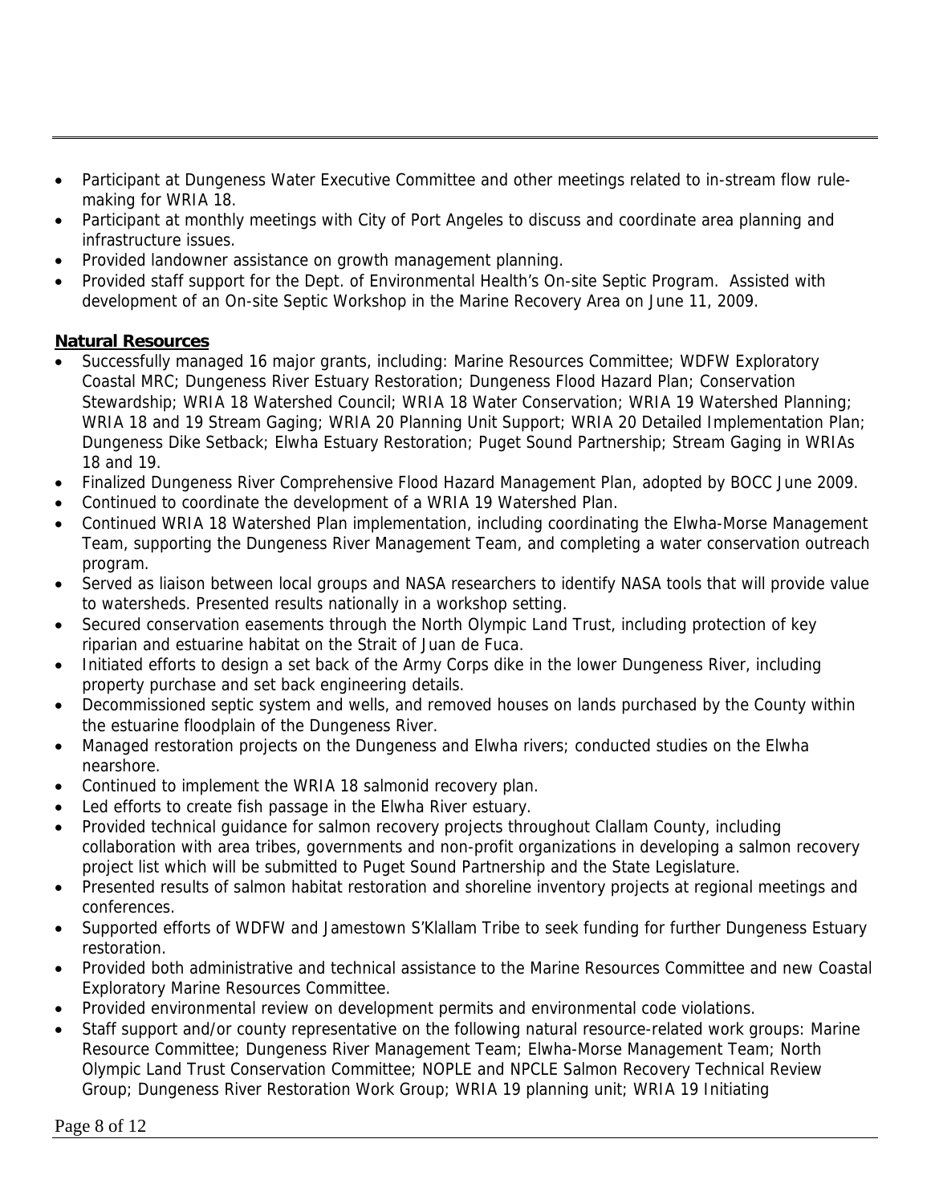- Participant at Dungeness Water Executive Committee and other meetings related to in-stream flow rule-making for WRIA 18.
- Participant at monthly meetings with City of Port Angeles to discuss and coordinate area planning and infrastructure issues.
- Provided landowner assistance on growth management planning.
- Provided staff support for the Dept. of Environmental Health's On-site Septic Program. Assisted with development of an On-site Septic Workshop in the Marine Recovery Area on June 11, 2009.

**Natural Resources**

- Successfully managed 16 major grants, including: Marine Resources Committee; WDFW Exploratory Coastal MRC; Dungeness River Estuary Restoration; Dungeness Flood Hazard Plan; Conservation Stewardship; WRIA 18 Watershed Council; WRIA 18 Water Conservation; WRIA 19 Watershed Planning; WRIA 18 and 19 Stream Gaging; WRIA 20 Planning Unit Support; WRIA 20 Detailed Implementation Plan; Dungeness Dike Setback; Elwha Estuary Restoration; Puget Sound Partnership; Stream Gaging in WRIAs 18 and 19.
- Finalized Dungeness River Comprehensive Flood Hazard Management Plan, adopted by BOCC June 2009.
- Continued to coordinate the development of a WRIA 19 Watershed Plan.
- Continued WRIA 18 Watershed Plan implementation, including coordinating the Elwha-Morse Management Team, supporting the Dungeness River Management Team, and completing a water conservation outreach program.
- Served as liaison between local groups and NASA researchers to identify NASA tools that will provide value to watersheds. Presented results nationally in a workshop setting.
- Secured conservation easements through the North Olympic Land Trust, including protection of key riparian and estuarine habitat on the Strait of Juan de Fuca.
- Initiated efforts to design a set back of the Army Corps dike in the lower Dungeness River, including property purchase and set back engineering details.
- Decommissioned septic system and wells, and removed houses on lands purchased by the County within the estuarine floodplain of the Dungeness River.
- Managed restoration projects on the Dungeness and Elwha rivers; conducted studies on the Elwha nearshore.
- Continued to implement the WRIA 18 salmonid recovery plan.
- Led efforts to create fish passage in the Elwha River estuary.
- Provided technical guidance for salmon recovery projects throughout Clallam County, including collaboration with area tribes, governments and non-profit organizations in developing a salmon recovery project list which will be submitted to Puget Sound Partnership and the State Legislature.
- Presented results of salmon habitat restoration and shoreline inventory projects at regional meetings and conferences.
- Supported efforts of WDFW and Jamestown S'Klallam Tribe to seek funding for further Dungeness Estuary restoration.
- Provided both administrative and technical assistance to the Marine Resources Committee and new Coastal Exploratory Marine Resources Committee.
- Provided environmental review on development permits and environmental code violations.
- Staff support and/or county representative on the following natural resource-related work groups: Marine Resource Committee; Dungeness River Management Team; Elwha-Morse Management Team; North Olympic Land Trust Conservation Committee; NOPLE and NPCLE Salmon Recovery Technical Review Group; Dungeness River Restoration Work Group; WRIA 19 planning unit; WRIA 19 Initiating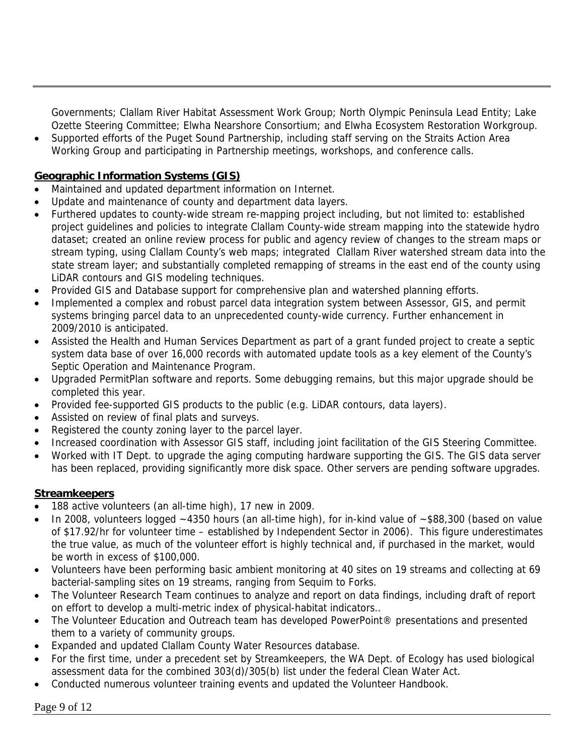Governments; Clallam River Habitat Assessment Work Group; North Olympic Peninsula Lead Entity; Lake Ozette Steering Committee; Elwha Nearshore Consortium; and Elwha Ecosystem Restoration Workgroup.

- Supported efforts of the Puget Sound Partnership, including staff serving on the Straits Action Area Working Group and participating in Partnership meetings, workshops, and conference calls.

**Geographic Information Systems (GIS)**

- Maintained and updated department information on Internet.
- Update and maintenance of county and department data layers.
- Furthered updates to county-wide stream re-mapping project including, but not limited to: established project guidelines and policies to integrate Clallam County-wide stream mapping into the statewide hydro dataset; created an online review process for public and agency review of changes to the stream maps or stream typing, using Clallam County's web maps; integrated Clallam River watershed stream data into the state stream layer; and substantially completed remapping of streams in the east end of the county using LiDAR contours and GIS modeling techniques.
- Provided GIS and Database support for comprehensive plan and watershed planning efforts.
- Implemented a complex and robust parcel data integration system between Assessor, GIS, and permit systems bringing parcel data to an unprecedented county-wide currency. Further enhancement in 2009/2010 is anticipated.
- Assisted the Health and Human Services Department as part of a grant funded project to create a septic system data base of over 16,000 records with automated update tools as a key element of the County's Septic Operation and Maintenance Program.
- Upgraded PermitPlan software and reports. Some debugging remains, but this major upgrade should be completed this year.
- Provided fee-supported GIS products to the public (e.g. LiDAR contours, data layers).
- Assisted on review of final plats and surveys.
- Registered the county zoning layer to the parcel layer.
- Increased coordination with Assessor GIS staff, including joint facilitation of the GIS Steering Committee.
- Worked with IT Dept. to upgrade the aging computing hardware supporting the GIS. The GIS data server has been replaced, providing significantly more disk space. Other servers are pending software upgrades.

**Streamkeepers**

- 188 active volunteers (an all-time high), 17 new in 2009.
- In 2008, volunteers logged ~4350 hours (an all-time high), for in-kind value of ~$88,300 (based on value of $17.92/hr for volunteer time – established by Independent Sector in 2006). This figure underestimates the true value, as much of the volunteer effort is highly technical and, if purchased in the market, would be worth in excess of $100,000.
- Volunteers have been performing basic ambient monitoring at 40 sites on 19 streams and collecting at 69 bacterial-sampling sites on 19 streams, ranging from Sequim to Forks.
- The Volunteer Research Team continues to analyze and report on data findings, including draft of report on effort to develop a multi-metric index of physical-habitat indicators..
- The Volunteer Education and Outreach team has developed PowerPoint® presentations and presented them to a variety of community groups.
- Expanded and updated Clallam County Water Resources database.
- For the first time, under a precedent set by Streamkeepers, the WA Dept. of Ecology has used biological assessment data for the combined 303(d)/305(b) list under the federal Clean Water Act.
- Conducted numerous volunteer training events and updated the Volunteer Handbook.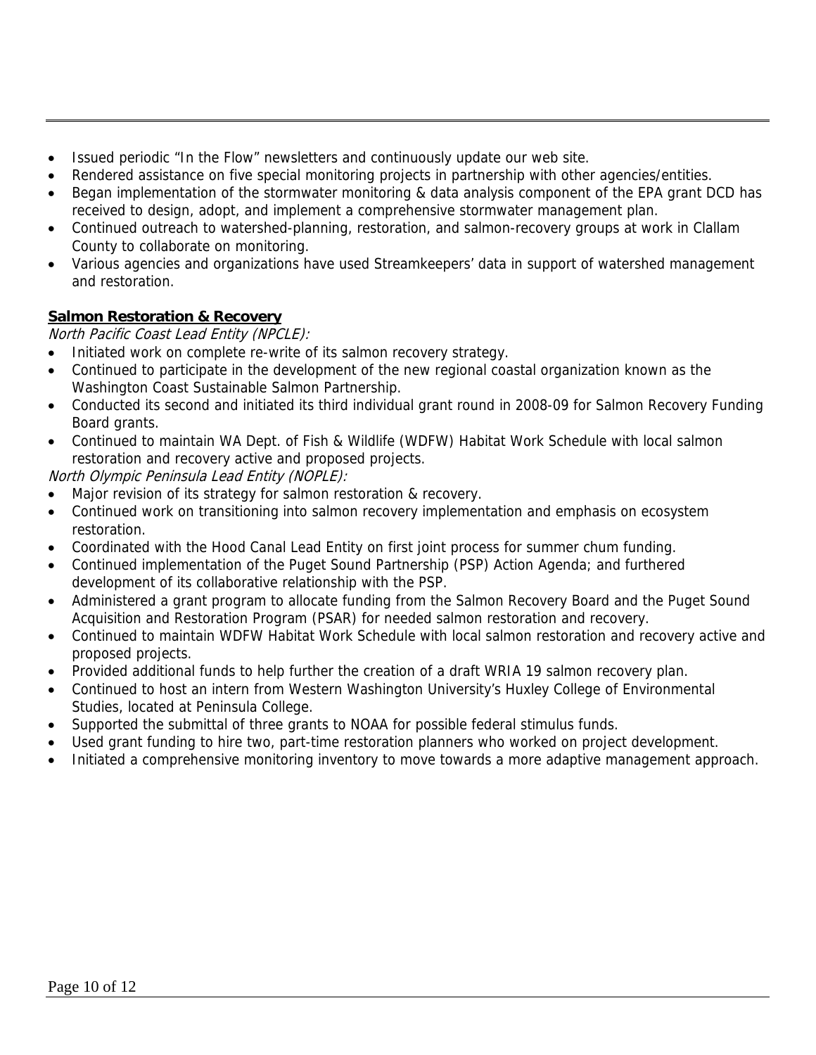- Issued periodic "In the Flow" newsletters and continuously update our web site.
- Rendered assistance on five special monitoring projects in partnership with other agencies/entities.
- Began implementation of the stormwater monitoring & data analysis component of the EPA grant DCD has received to design, adopt, and implement a comprehensive stormwater management plan.
- Continued outreach to watershed-planning, restoration, and salmon-recovery groups at work in Clallam County to collaborate on monitoring.
- Various agencies and organizations have used Streamkeepers' data in support of watershed management and restoration.

**Salmon Restoration & Recovery**

*North Pacific Coast Lead Entity (NPCLE):*

- Initiated work on complete re-write of its salmon recovery strategy.
- Continued to participate in the development of the new regional coastal organization known as the Washington Coast Sustainable Salmon Partnership.
- Conducted its second and initiated its third individual grant round in 2008-09 for Salmon Recovery Funding Board grants.
- Continued to maintain WA Dept. of Fish & Wildlife (WDFW) Habitat Work Schedule with local salmon restoration and recovery active and proposed projects.

*North Olympic Peninsula Lead Entity (NOPLE):*

- Major revision of its strategy for salmon restoration & recovery.
- Continued work on transitioning into salmon recovery implementation and emphasis on ecosystem restoration.
- Coordinated with the Hood Canal Lead Entity on first joint process for summer chum funding.
- Continued implementation of the Puget Sound Partnership (PSP) Action Agenda; and furthered development of its collaborative relationship with the PSP.
- Administered a grant program to allocate funding from the Salmon Recovery Board and the Puget Sound Acquisition and Restoration Program (PSAR) for needed salmon restoration and recovery.
- Continued to maintain WDFW Habitat Work Schedule with local salmon restoration and recovery active and proposed projects.
- Provided additional funds to help further the creation of a draft WRIA 19 salmon recovery plan.
- Continued to host an intern from Western Washington University's Huxley College of Environmental Studies, located at Peninsula College.
- Supported the submittal of three grants to NOAA for possible federal stimulus funds.
- Used grant funding to hire two, part-time restoration planners who worked on project development.
- Initiated a comprehensive monitoring inventory to move towards a more adaptive management approach.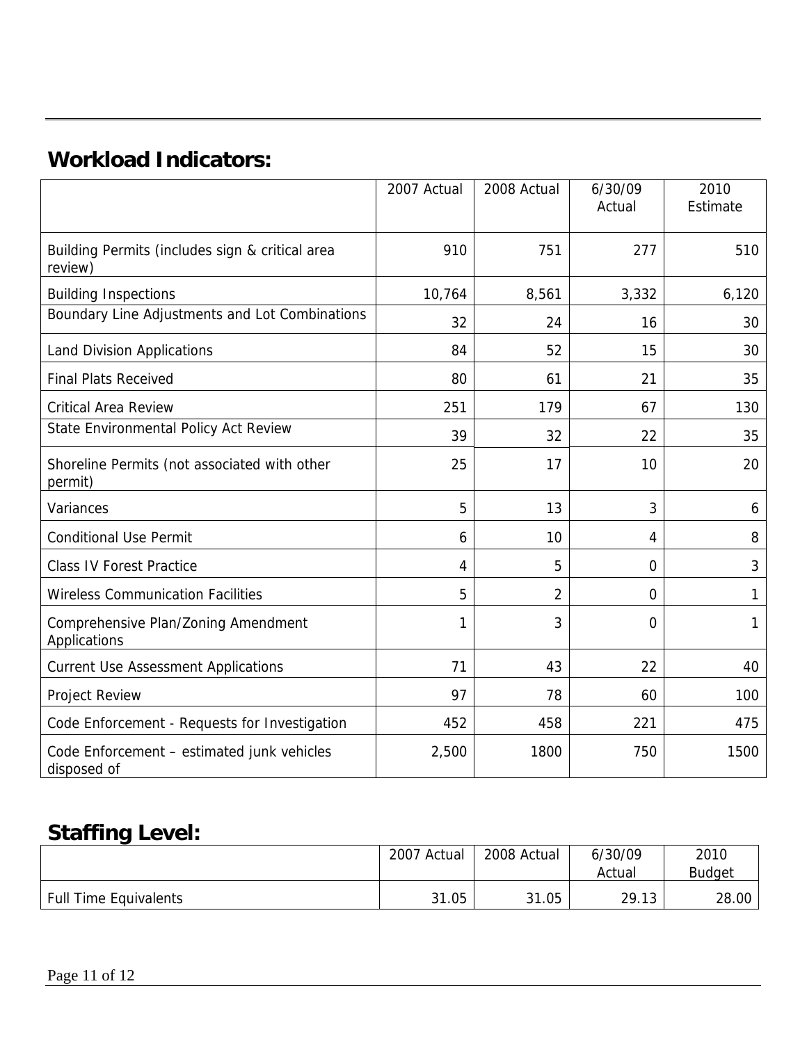## Workload Indicators:

| | 2007 Actual | 2008 Actual | 6/30/09 Actual | 2010 Estimate |
|---|---|---|---|---|
| Building Permits (includes sign & critical area review) | 910 | 751 | 277 | 510 |
| Building Inspections | 10,764 | 8,561 | 3,332 | 6,120 |
| Boundary Line Adjustments and Lot Combinations | 32 | 24 | 16 | 30 |
| Land Division Applications | 84 | 52 | 15 | 30 |
| Final Plats Received | 80 | 61 | 21 | 35 |
| Critical Area Review | 251 | 179 | 67 | 130 |
| State Environmental Policy Act Review | 39 | 32 | 22 | 35 |
| Shoreline Permits (not associated with other permit) | 25 | 17 | 10 | 20 |
| Variances | 5 | 13 | 3 | 6 |
| Conditional Use Permit | 6 | 10 | 4 | 8 |
| Class IV Forest Practice | 4 | 5 | 0 | 3 |
| Wireless Communication Facilities | 5 | 2 | 0 | 1 |
| Comprehensive Plan/Zoning Amendment Applications | 1 | 3 | 0 | 1 |
| Current Use Assessment Applications | 71 | 43 | 22 | 40 |
| Project Review | 97 | 78 | 60 | 100 |
| Code Enforcement - Requests for Investigation | 452 | 458 | 221 | 475 |
| Code Enforcement – estimated junk vehicles disposed of | 2,500 | 1800 | 750 | 1500 |

## Staffing Level:

| | 2007 Actual | 2008 Actual | 6/30/09 Actual | 2010 Budget |
|---|---|---|---|---|
| Full Time Equivalents | 31.05 | 31.05 | 29.13 | 28.00 |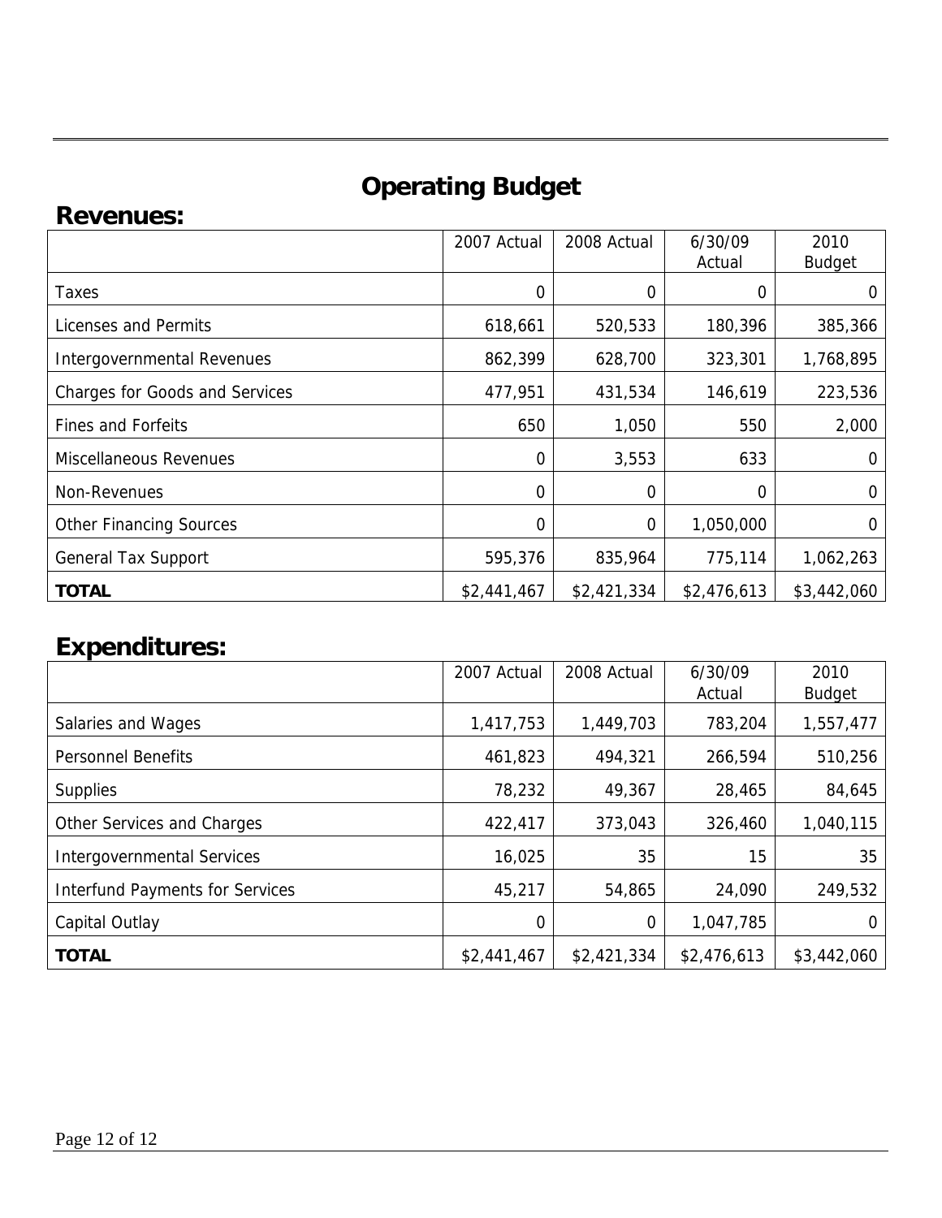# Operating Budget

## Revenues:

| | 2007 Actual | 2008 Actual | 6/30/09 Actual | 2010 Budget |
|---|---|---|---|---|
| Taxes | 0 | 0 | 0 | 0 |
| Licenses and Permits | 618,661 | 520,533 | 180,396 | 385,366 |
| Intergovernmental Revenues | 862,399 | 628,700 | 323,301 | 1,768,895 |
| Charges for Goods and Services | 477,951 | 431,534 | 146,619 | 223,536 |
| Fines and Forfeits | 650 | 1,050 | 550 | 2,000 |
| Miscellaneous Revenues | 0 | 3,553 | 633 | 0 |
| Non-Revenues | 0 | 0 | 0 | 0 |
| Other Financing Sources | 0 | 0 | 1,050,000 | 0 |
| General Tax Support | 595,376 | 835,964 | 775,114 | 1,062,263 |
| **TOTAL** | $2,441,467 | $2,421,334 | $2,476,613 | $3,442,060 |

## Expenditures:

| | 2007 Actual | 2008 Actual | 6/30/09 Actual | 2010 Budget |
|---|---|---|---|---|
| Salaries and Wages | 1,417,753 | 1,449,703 | 783,204 | 1,557,477 |
| Personnel Benefits | 461,823 | 494,321 | 266,594 | 510,256 |
| Supplies | 78,232 | 49,367 | 28,465 | 84,645 |
| Other Services and Charges | 422,417 | 373,043 | 326,460 | 1,040,115 |
| Intergovernmental Services | 16,025 | 35 | 15 | 35 |
| Interfund Payments for Services | 45,217 | 54,865 | 24,090 | 249,532 |
| Capital Outlay | 0 | 0 | 1,047,785 | 0 |
| **TOTAL** | $2,441,467 | $2,421,334 | $2,476,613 | $3,442,060 |